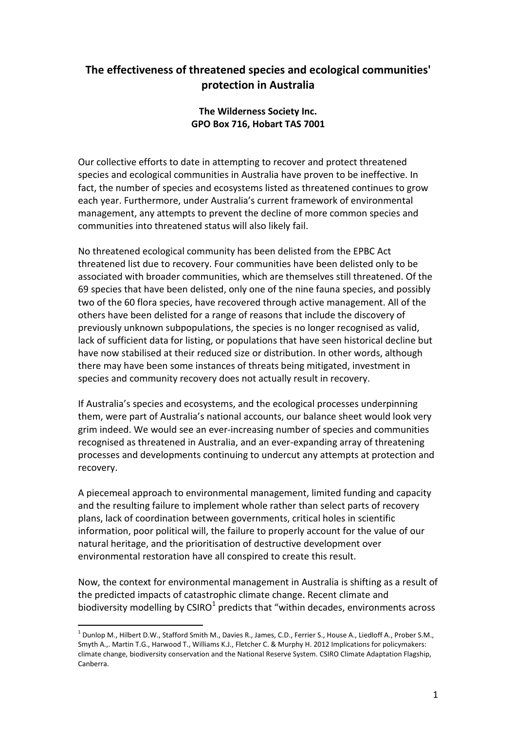# The effectiveness of threatened species and ecological communities' protection in Australia

**The Wilderness Society Inc.**
**GPO Box 716, Hobart TAS 7001**

Our collective efforts to date in attempting to recover and protect threatened species and ecological communities in Australia have proven to be ineffective. In fact, the number of species and ecosystems listed as threatened continues to grow each year. Furthermore, under Australia's current framework of environmental management, any attempts to prevent the decline of more common species and communities into threatened status will also likely fail.

No threatened ecological community has been delisted from the EPBC Act threatened list due to recovery. Four communities have been delisted only to be associated with broader communities, which are themselves still threatened. Of the 69 species that have been delisted, only one of the nine fauna species, and possibly two of the 60 flora species, have recovered through active management. All of the others have been delisted for a range of reasons that include the discovery of previously unknown subpopulations, the species is no longer recognised as valid, lack of sufficient data for listing, or populations that have seen historical decline but have now stabilised at their reduced size or distribution. In other words, although there may have been some instances of threats being mitigated, investment in species and community recovery does not actually result in recovery.

If Australia's species and ecosystems, and the ecological processes underpinning them, were part of Australia's national accounts, our balance sheet would look very grim indeed. We would see an ever-increasing number of species and communities recognised as threatened in Australia, and an ever-expanding array of threatening processes and developments continuing to undercut any attempts at protection and recovery.

A piecemeal approach to environmental management, limited funding and capacity and the resulting failure to implement whole rather than select parts of recovery plans, lack of coordination between governments, critical holes in scientific information, poor political will, the failure to properly account for the value of our natural heritage, and the prioritisation of destructive development over environmental restoration have all conspired to create this result.

Now, the context for environmental management in Australia is shifting as a result of the predicted impacts of catastrophic climate change. Recent climate and biodiversity modelling by CSIRO[1] predicts that "within decades, environments across

[1] Dunlop M., Hilbert D.W., Stafford Smith M., Davies R., James, C.D., Ferrier S., House A., Liedloff A., Prober S.M., Smyth A.,. Martin T.G., Harwood T., Williams K.J., Fletcher C. & Murphy H. 2012 Implications for policymakers: climate change, biodiversity conservation and the National Reserve System. CSIRO Climate Adaptation Flagship, Canberra.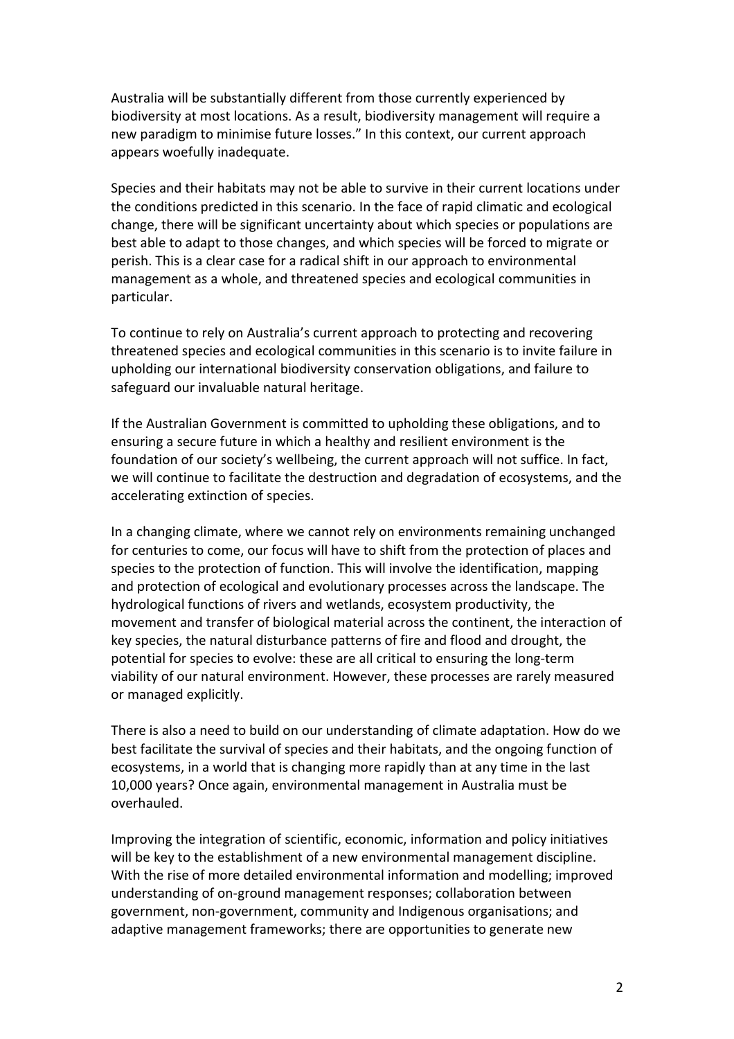Australia will be substantially different from those currently experienced by biodiversity at most locations. As a result, biodiversity management will require a new paradigm to minimise future losses." In this context, our current approach appears woefully inadequate.

Species and their habitats may not be able to survive in their current locations under the conditions predicted in this scenario. In the face of rapid climatic and ecological change, there will be significant uncertainty about which species or populations are best able to adapt to those changes, and which species will be forced to migrate or perish. This is a clear case for a radical shift in our approach to environmental management as a whole, and threatened species and ecological communities in particular.

To continue to rely on Australia's current approach to protecting and recovering threatened species and ecological communities in this scenario is to invite failure in upholding our international biodiversity conservation obligations, and failure to safeguard our invaluable natural heritage.

If the Australian Government is committed to upholding these obligations, and to ensuring a secure future in which a healthy and resilient environment is the foundation of our society's wellbeing, the current approach will not suffice. In fact, we will continue to facilitate the destruction and degradation of ecosystems, and the accelerating extinction of species.

In a changing climate, where we cannot rely on environments remaining unchanged for centuries to come, our focus will have to shift from the protection of places and species to the protection of function. This will involve the identification, mapping and protection of ecological and evolutionary processes across the landscape. The hydrological functions of rivers and wetlands, ecosystem productivity, the movement and transfer of biological material across the continent, the interaction of key species, the natural disturbance patterns of fire and flood and drought, the potential for species to evolve: these are all critical to ensuring the long-term viability of our natural environment. However, these processes are rarely measured or managed explicitly.

There is also a need to build on our understanding of climate adaptation. How do we best facilitate the survival of species and their habitats, and the ongoing function of ecosystems, in a world that is changing more rapidly than at any time in the last 10,000 years? Once again, environmental management in Australia must be overhauled.

Improving the integration of scientific, economic, information and policy initiatives will be key to the establishment of a new environmental management discipline. With the rise of more detailed environmental information and modelling; improved understanding of on-ground management responses; collaboration between government, non-government, community and Indigenous organisations; and adaptive management frameworks; there are opportunities to generate new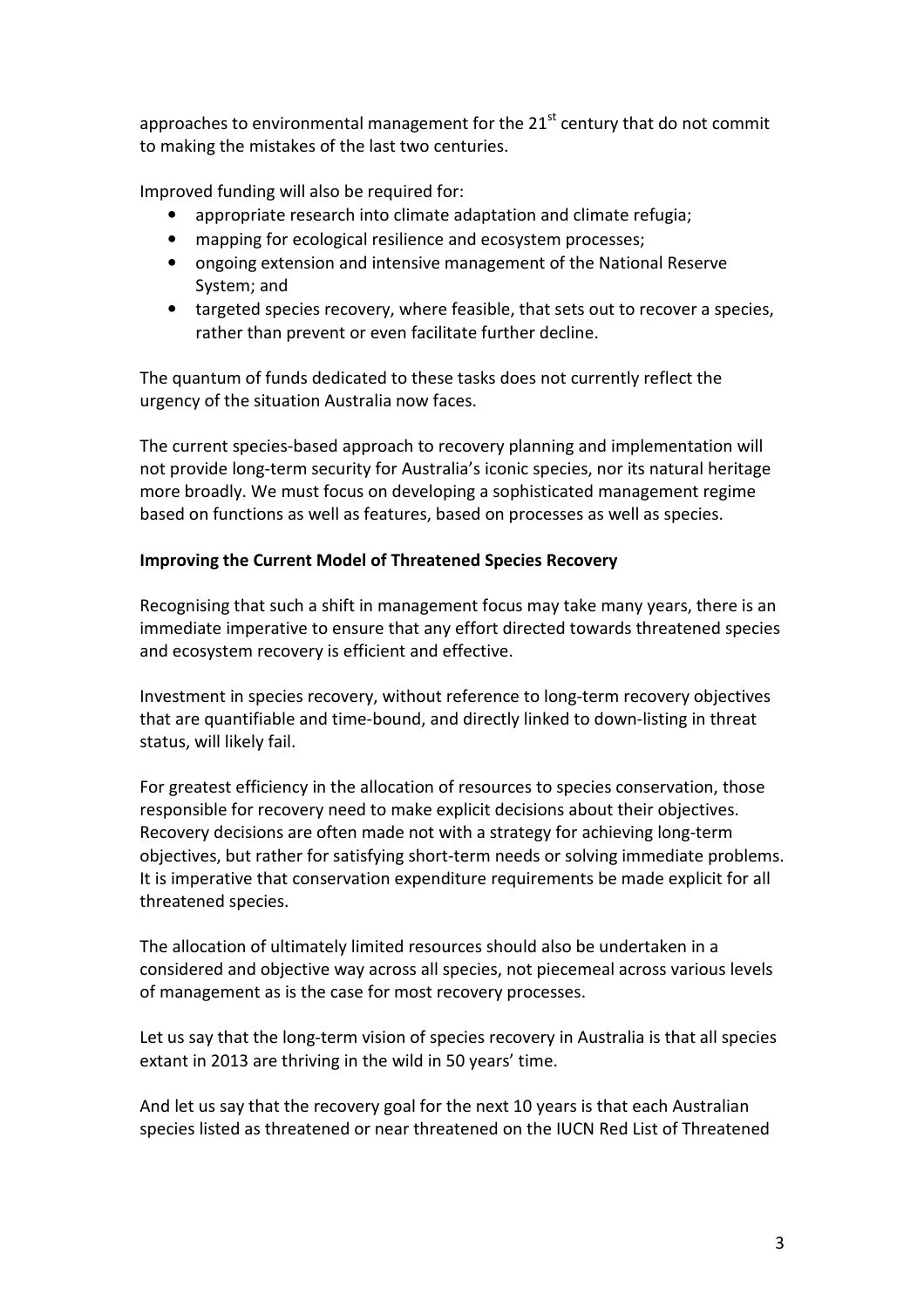approaches to environmental management for the 21st century that do not commit to making the mistakes of the last two centuries.

Improved funding will also be required for:

- appropriate research into climate adaptation and climate refugia;
- mapping for ecological resilience and ecosystem processes;
- ongoing extension and intensive management of the National Reserve System; and
- targeted species recovery, where feasible, that sets out to recover a species, rather than prevent or even facilitate further decline.

The quantum of funds dedicated to these tasks does not currently reflect the urgency of the situation Australia now faces.

The current species-based approach to recovery planning and implementation will not provide long-term security for Australia's iconic species, nor its natural heritage more broadly. We must focus on developing a sophisticated management regime based on functions as well as features, based on processes as well as species.

**Improving the Current Model of Threatened Species Recovery**

Recognising that such a shift in management focus may take many years, there is an immediate imperative to ensure that any effort directed towards threatened species and ecosystem recovery is efficient and effective.

Investment in species recovery, without reference to long-term recovery objectives that are quantifiable and time-bound, and directly linked to down-listing in threat status, will likely fail.

For greatest efficiency in the allocation of resources to species conservation, those responsible for recovery need to make explicit decisions about their objectives. Recovery decisions are often made not with a strategy for achieving long-term objectives, but rather for satisfying short-term needs or solving immediate problems. It is imperative that conservation expenditure requirements be made explicit for all threatened species.

The allocation of ultimately limited resources should also be undertaken in a considered and objective way across all species, not piecemeal across various levels of management as is the case for most recovery processes.

Let us say that the long-term vision of species recovery in Australia is that all species extant in 2013 are thriving in the wild in 50 years' time.

And let us say that the recovery goal for the next 10 years is that each Australian species listed as threatened or near threatened on the IUCN Red List of Threatened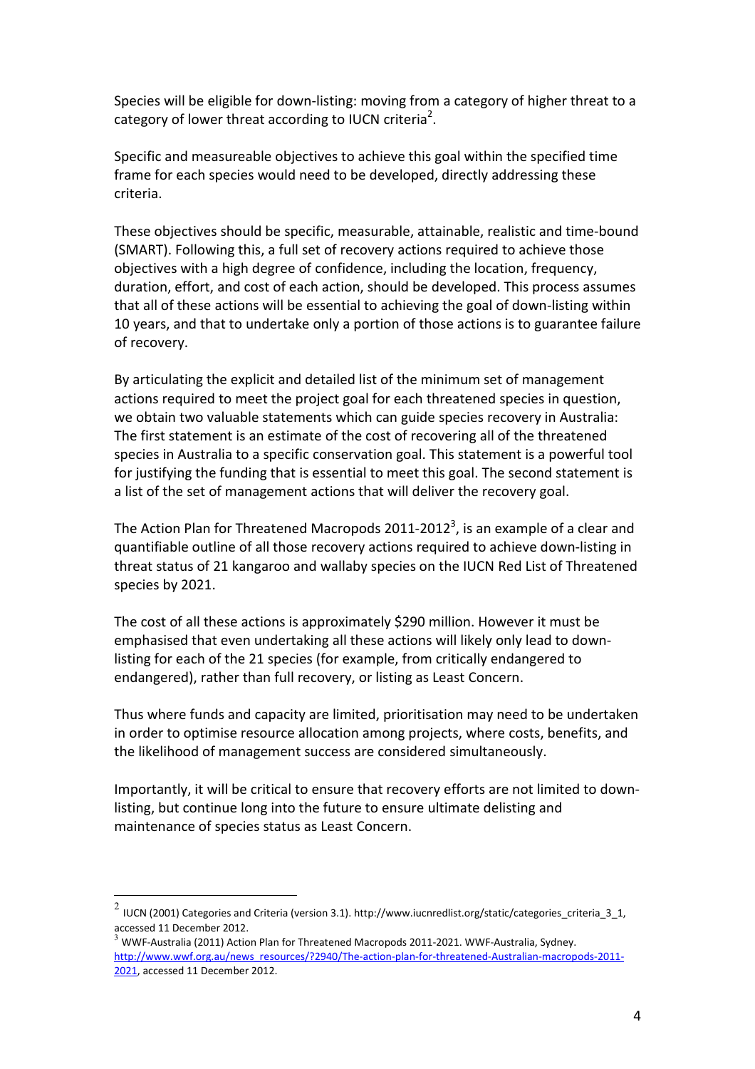Species will be eligible for down-listing: moving from a category of higher threat to a category of lower threat according to IUCN criteria[2].

Specific and measureable objectives to achieve this goal within the specified time frame for each species would need to be developed, directly addressing these criteria.

These objectives should be specific, measurable, attainable, realistic and time-bound (SMART). Following this, a full set of recovery actions required to achieve those objectives with a high degree of confidence, including the location, frequency, duration, effort, and cost of each action, should be developed. This process assumes that all of these actions will be essential to achieving the goal of down-listing within 10 years, and that to undertake only a portion of those actions is to guarantee failure of recovery.

By articulating the explicit and detailed list of the minimum set of management actions required to meet the project goal for each threatened species in question, we obtain two valuable statements which can guide species recovery in Australia: The first statement is an estimate of the cost of recovering all of the threatened species in Australia to a specific conservation goal. This statement is a powerful tool for justifying the funding that is essential to meet this goal. The second statement is a list of the set of management actions that will deliver the recovery goal.

The Action Plan for Threatened Macropods 2011-2012[3], is an example of a clear and quantifiable outline of all those recovery actions required to achieve down-listing in threat status of 21 kangaroo and wallaby species on the IUCN Red List of Threatened species by 2021.

The cost of all these actions is approximately $290 million. However it must be emphasised that even undertaking all these actions will likely only lead to down-listing for each of the 21 species (for example, from critically endangered to endangered), rather than full recovery, or listing as Least Concern.

Thus where funds and capacity are limited, prioritisation may need to be undertaken in order to optimise resource allocation among projects, where costs, benefits, and the likelihood of management success are considered simultaneously.

Importantly, it will be critical to ensure that recovery efforts are not limited to down-listing, but continue long into the future to ensure ultimate delisting and maintenance of species status as Least Concern.

---

[2] IUCN (2001) Categories and Criteria (version 3.1). http://www.iucnredlist.org/static/categories_criteria_3_1, accessed 11 December 2012.

[3] WWF-Australia (2011) Action Plan for Threatened Macropods 2011-2021. WWF-Australia, Sydney. http://www.wwf.org.au/news_resources/?2940/The-action-plan-for-threatened-Australian-macropods-2011-2021, accessed 11 December 2012.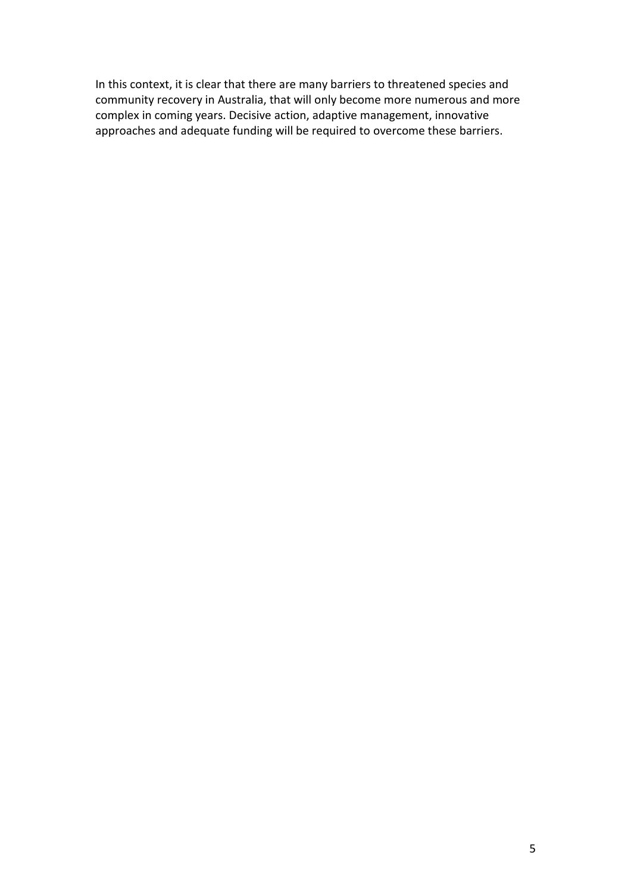In this context, it is clear that there are many barriers to threatened species and community recovery in Australia, that will only become more numerous and more complex in coming years. Decisive action, adaptive management, innovative approaches and adequate funding will be required to overcome these barriers.